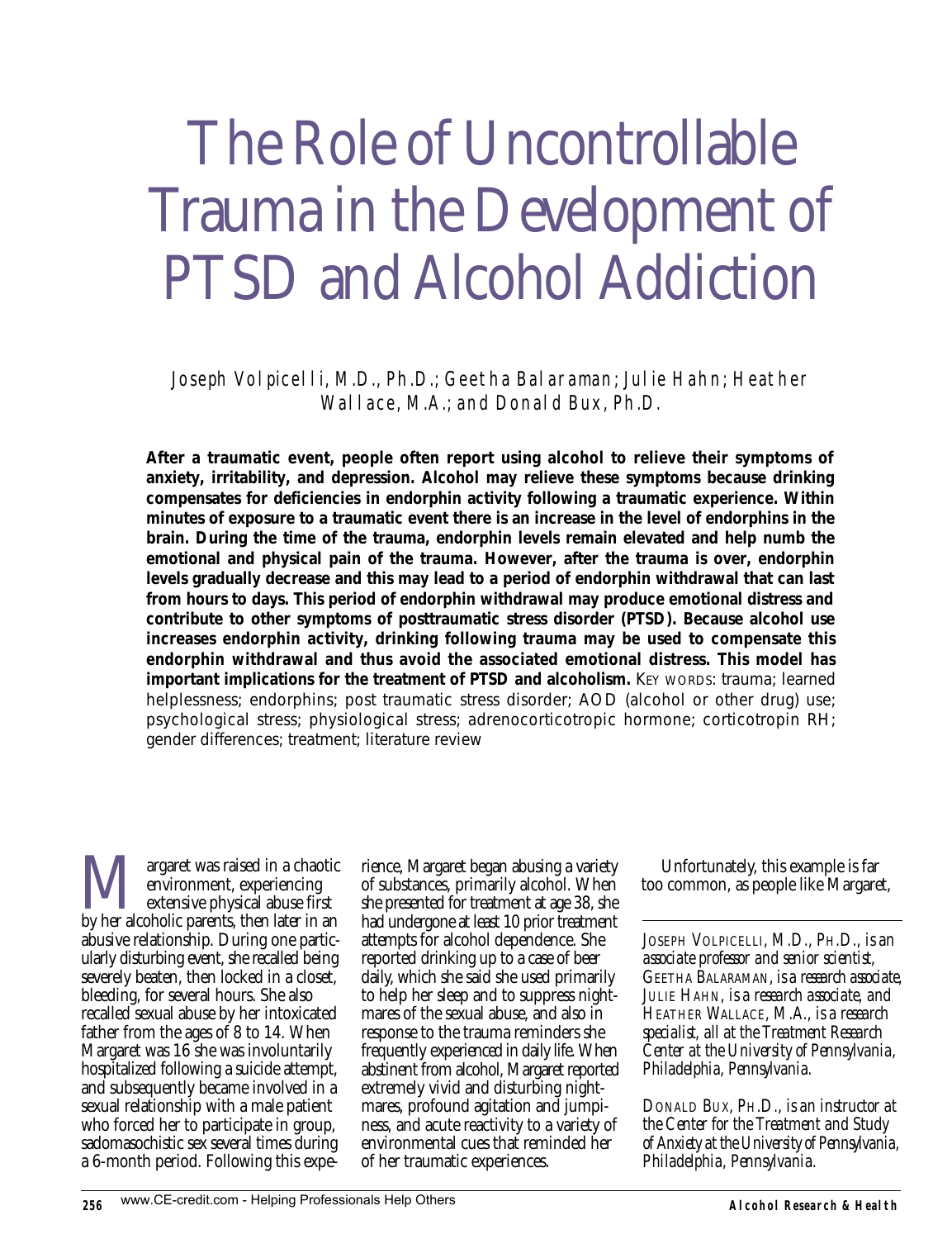# The Role of Uncontrollable Trauma in the Development of PTSD and Alcohol Addiction

*Joseph Volpicelli, M.D., Ph.D.; Geetha Balaraman; Julie Hahn; Heather Wallace, M.A.; and Donald Bux, Ph.D.*

**After a traumatic event, people often report using alcohol to relieve their symptoms of anxiety, irritability, and depression. Alcohol may relieve these symptoms because drinking compensates for deficiencies in endorphin activity following a traumatic experience. Within minutes of exposure to a traumatic event there is an increase in the level of endorphins in the brain. During the time of the trauma, endorphin levels remain elevated and help numb the emotional and physical pain of the trauma. However, after the trauma is over, endorphin levels gradually decrease and this may lead to a period of endorphin withdrawal that can last from hours to days. This period of endorphin withdrawal may produce emotional distress and contribute to other symptoms of posttraumatic stress disorder (PTSD). Because alcohol use increases endorphin activity, drinking following trauma may be used to compensate this endorphin withdrawal and thus avoid the associated emotional distress. This model has important implications for the treatment of PTSD and alcoholism.** KEY WORDS: trauma; learned helplessness; endorphins; post traumatic stress disorder; AOD (alcohol or other drug) use; psychological stress; physiological stress; adrenocorticotropic hormone; corticotropin RH; gender differences; treatment; literature review

Margaret was raised in a chaotic environment, experiencing extensive physical abuse first by her alcoholic parents, then later in an abusive relationship. During one particularly disturbing event, she recalled being severely beaten, then locked in a closet, bleeding, for several hours. She also recalled sexual abuse by her intoxicated father from the ages of 8 to 14. When Margaret was 16 she was involuntarily hospitalized following a suicide attempt, and subsequently became involved in a sexual relationship with a male patient who forced her to participate in group, sadomasochistic sex several times during a 6-month period. Following this experience, Margaret began abusing a variety of substances, primarily alcohol. When she presented for treatment at age 38, she had undergone at least 10 prior treatment attempts for alcohol dependence. She reported drinking up to a case of beer daily, which she said she used primarily to help her sleep and to suppress nightmares of the sexual abuse, and also in response to the trauma reminders she frequently experienced in daily life. When abstinent from alcohol, Margaret reported extremely vivid and disturbing nightmares, profound agitation and jumpiness, and acute reactivity to a variety of environmental cues that reminded her of her traumatic experiences.

Unfortunately, this example is far too common, as people like Margaret,

---

*JOSEPH VOLPICELLI, M.D., PH.D., is an associate professor and senior scientist, GEETHA BALARAMAN, is a research associate, JULIE HAHN, is a research associate, and HEATHER WALLACE, M.A., is a research specialist, all at the Treatment Research Center at the University of Pennsylvania, Philadelphia, Pennsylvania.*

*DONALD BUX, PH.D., is an instructor at the Center for the Treatment and Study of Anxiety at the University of Pennsylvania, Philadelphia, Pennsylvania.*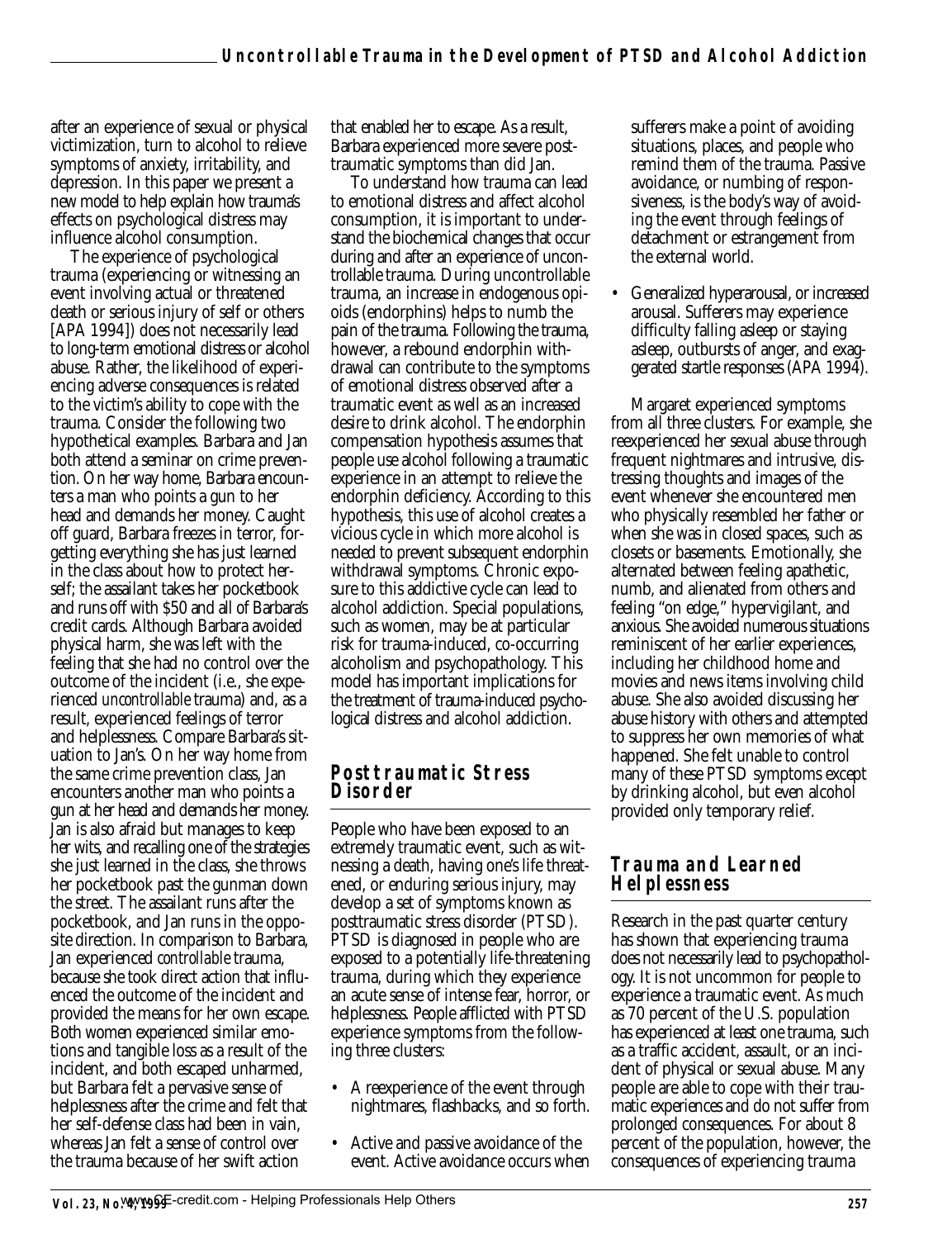after an experience of sexual or physical victimization, turn to alcohol to relieve symptoms of anxiety, irritability, and depression. In this paper we present a new model to help explain how trauma's effects on psychological distress may influence alcohol consumption.

The experience of psychological trauma (experiencing or witnessing an event involving actual or threatened death or serious injury of self or others [APA 1994]) does not necessarily lead to long-term emotional distress or alcohol abuse. Rather, the likelihood of experiencing adverse consequences is related to the victim's ability to cope with the trauma. Consider the following two hypothetical examples. Barbara and Jan both attend a seminar on crime prevention. On her way home, Barbara encounters a man who points a gun to her head and demands her money. Caught off guard, Barbara freezes in terror, forgetting everything she has just learned in the class about how to protect herself; the assailant takes her pocketbook and runs off with $50 and all of Barbara's credit cards. Although Barbara avoided physical harm, she was left with the feeling that she had no control over the outcome of the incident (i.e., she experienced *uncontrollable* trauma) and, as a result, experienced feelings of terror and helplessness. Compare Barbara's situation to Jan's. On her way home from the same crime prevention class, Jan encounters another man who points a gun at her head and demands her money. Jan is also afraid but manages to keep her wits, and recalling one of the strategies she just learned in the class, she throws her pocketbook past the gunman down the street. The assailant runs after the pocketbook, and Jan runs in the opposite direction. In comparison to Barbara, Jan experienced *controllable* trauma, because she took direct action that influenced the outcome of the incident and provided the means for her own escape. Both women experienced similar emotions and tangible loss as a result of the incident, and both escaped unharmed, but Barbara felt a pervasive sense of helplessness after the crime and felt that her self-defense class had been in vain, whereas Jan felt a sense of control over the trauma because of her swift action that enabled her to escape. As a result, Barbara experienced more severe posttraumatic symptoms than did Jan.

To understand how trauma can lead to emotional distress and affect alcohol consumption, it is important to understand the biochemical changes that occur during and after an experience of uncontrollable trauma. During uncontrollable trauma, an increase in endogenous opioids (endorphins) helps to numb the pain of the trauma. Following the trauma, however, a rebound endorphin withdrawal can contribute to the symptoms of emotional distress observed after a traumatic event as well as an increased desire to drink alcohol. The endorphin compensation hypothesis assumes that people use alcohol following a traumatic experience in an attempt to relieve the endorphin deficiency. According to this hypothesis, this use of alcohol creates a vicious cycle in which more alcohol is needed to prevent subsequent endorphin withdrawal symptoms. Chronic exposure to this addictive cycle can lead to alcohol addiction. Special populations, such as women, may be at particular risk for trauma-induced, co-occurring alcoholism and psychopathology. This model has important implications for the treatment of trauma-induced psychological distress and alcohol addiction.

## Posttraumatic Stress Disorder

People who have been exposed to an extremely traumatic event, such as witnessing a death, having one's life threatened, or enduring serious injury, may develop a set of symptoms known as posttraumatic stress disorder (PTSD). PTSD is diagnosed in people who are exposed to a potentially life-threatening trauma, during which they experience an acute sense of intense fear, horror, or helplessness. People afflicted with PTSD experience symptoms from the following three clusters:

- A reexperience of the event through nightmares, flashbacks, and so forth.
- Active and passive avoidance of the event. Active avoidance occurs when sufferers make a point of avoiding situations, places, and people who remind them of the trauma. Passive avoidance, or numbing of responsiveness, is the body's way of avoiding the event through feelings of detachment or estrangement from the external world.
- Generalized hyperarousal, or increased arousal. Sufferers may experience difficulty falling asleep or staying asleep, outbursts of anger, and exaggerated startle responses (APA 1994).

Margaret experienced symptoms from all three clusters. For example, she reexperienced her sexual abuse through frequent nightmares and intrusive, distressing thoughts and images of the event whenever she encountered men who physically resembled her father or when she was in closed spaces, such as closets or basements. Emotionally, she alternated between feeling apathetic, numb, and alienated from others and feeling "on edge," hypervigilant, and anxious. She avoided numerous situations reminiscent of her earlier experiences, including her childhood home and movies and news items involving child abuse. She also avoided discussing her abuse history with others and attempted to suppress her own memories of what happened. She felt unable to control many of these PTSD symptoms except by drinking alcohol, but even alcohol provided only temporary relief.

## Trauma and Learned Helplessness

Research in the past quarter century has shown that experiencing trauma does not necessarily lead to psychopathology. It is not uncommon for people to experience a traumatic event. As much as 70 percent of the U.S. population has experienced at least one trauma, such as a traffic accident, assault, or an incident of physical or sexual abuse. Many people are able to cope with their traumatic experiences and do not suffer from prolonged consequences. For about 8 percent of the population, however, the consequences of experiencing trauma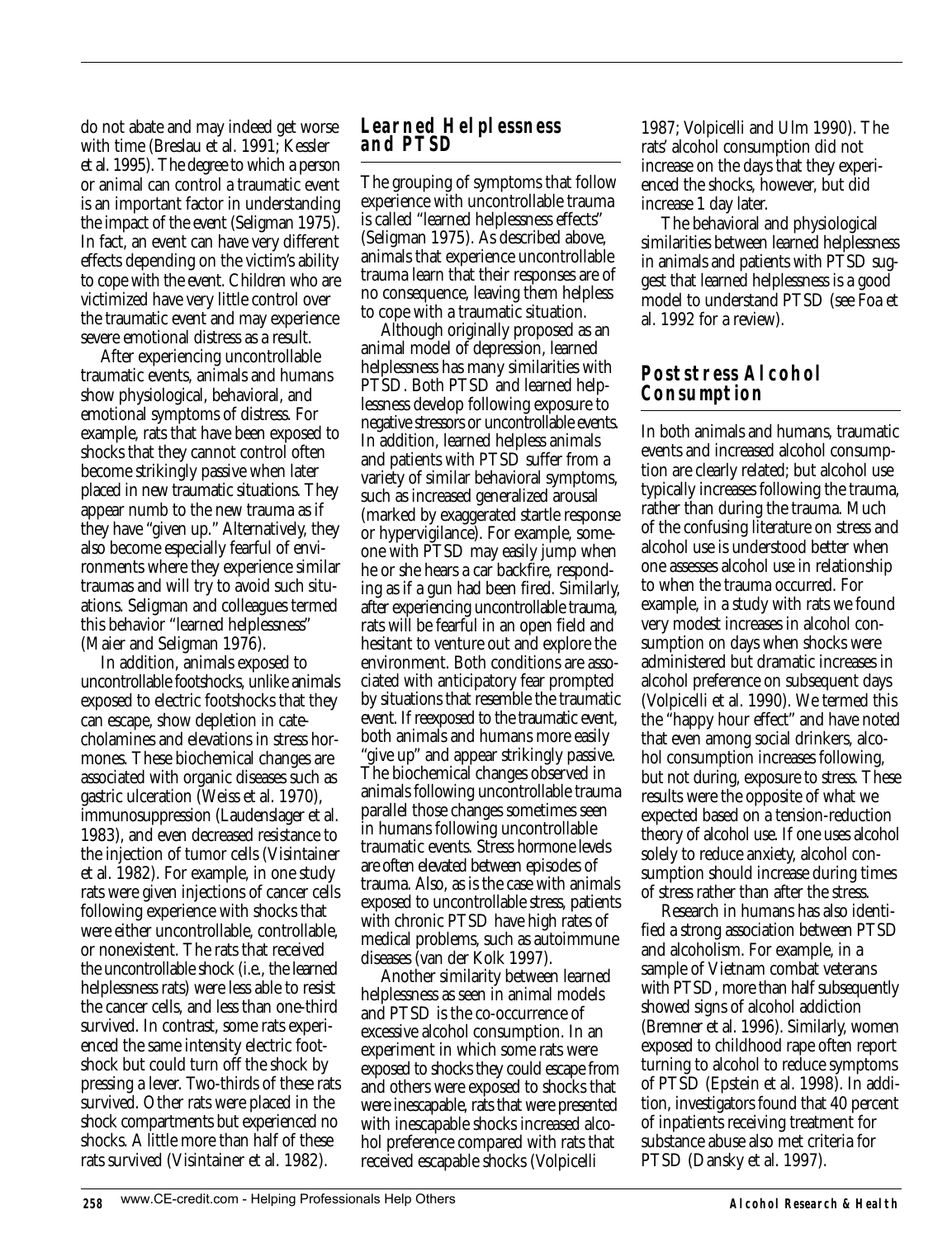do not abate and may indeed get worse with time (Breslau et al. 1991; Kessler et al. 1995). The degree to which a person or animal can control a traumatic event is an important factor in understanding the impact of the event (Seligman 1975). In fact, an event can have very different effects depending on the victim's ability to cope with the event. Children who are victimized have very little control over the traumatic event and may experience severe emotional distress as a result.

After experiencing uncontrollable traumatic events, animals and humans show physiological, behavioral, and emotional symptoms of distress. For example, rats that have been exposed to shocks that they cannot control often become strikingly passive when later placed in new traumatic situations. They appear numb to the new trauma as if they have "given up." Alternatively, they also become especially fearful of environments where they experience similar traumas and will try to avoid such situations. Seligman and colleagues termed this behavior "learned helplessness" (Maier and Seligman 1976).

In addition, animals exposed to uncontrollable footshocks, unlike animals exposed to electric footshocks that they can escape, show depletion in catecholamines and elevations in stress hormones. These biochemical changes are associated with organic diseases such as gastric ulceration (Weiss et al. 1970), immunosuppression (Laudenslager et al. 1983), and even decreased resistance to the injection of tumor cells (Visintainer et al. 1982). For example, in one study rats were given injections of cancer cells following experience with shocks that were either uncontrollable, controllable, or nonexistent. The rats that received the uncontrollable shock (i.e., the learned helplessness rats) were less able to resist the cancer cells, and less than one-third survived. In contrast, some rats experienced the same intensity electric footshock but could turn off the shock by pressing a lever. Two-thirds of these rats survived. Other rats were placed in the shock compartments but experienced no shocks. A little more than half of these rats survived (Visintainer et al. 1982).

## Learned Helplessness and PTSD

The grouping of symptoms that follow experience with uncontrollable trauma is called "learned helplessness effects" (Seligman 1975). As described above, animals that experience uncontrollable trauma learn that their responses are of no consequence, leaving them helpless to cope with a traumatic situation.

Although originally proposed as an animal model of depression, learned helplessness has many similarities with PTSD. Both PTSD and learned helplessness develop following exposure to negative stressors or uncontrollable events. In addition, learned helpless animals and patients with PTSD suffer from a variety of similar behavioral symptoms, such as increased generalized arousal (marked by exaggerated startle response or hypervigilance). For example, someone with PTSD may easily jump when he or she hears a car backfire, responding as if a gun had been fired. Similarly, after experiencing uncontrollable trauma, rats will be fearful in an open field and hesitant to venture out and explore the environment. Both conditions are associated with anticipatory fear prompted by situations that resemble the traumatic event. If reexposed to the traumatic event, both animals and humans more easily "give up" and appear strikingly passive. The biochemical changes observed in animals following uncontrollable trauma parallel those changes sometimes seen in humans following uncontrollable traumatic events. Stress hormone levels are often elevated between episodes of trauma. Also, as is the case with animals exposed to uncontrollable stress, patients with chronic PTSD have high rates of medical problems, such as autoimmune diseases (van der Kolk 1997).

Another similarity between learned helplessness as seen in animal models and PTSD is the co-occurrence of excessive alcohol consumption. In an experiment in which some rats were exposed to shocks they could escape from and others were exposed to shocks that were inescapable, rats that were presented with inescapable shocks increased alcohol preference compared with rats that received escapable shocks (Volpicelli 1987; Volpicelli and Ulm 1990). The rats' alcohol consumption did not increase on the days that they experienced the shocks, however, but did increase 1 day later.

The behavioral and physiological similarities between learned helplessness in animals and patients with PTSD suggest that learned helplessness is a good model to understand PTSD (see Foa et al. 1992 for a review).

## Poststress Alcohol Consumption

In both animals and humans, traumatic events and increased alcohol consumption are clearly related; but alcohol use typically increases following the trauma, rather than during the trauma. Much of the confusing literature on stress and alcohol use is understood better when one assesses alcohol use in relationship to when the trauma occurred. For example, in a study with rats we found very modest increases in alcohol consumption on days when shocks were administered but dramatic increases in alcohol preference on subsequent days (Volpicelli et al. 1990). We termed this the "happy hour effect" and have noted that even among social drinkers, alcohol consumption increases following, but not during, exposure to stress. These results were the opposite of what we expected based on a tension-reduction theory of alcohol use. If one uses alcohol solely to reduce anxiety, alcohol consumption should increase during times of stress rather than after the stress.

Research in humans has also identified a strong association between PTSD and alcoholism. For example, in a sample of Vietnam combat veterans with PTSD, more than half subsequently showed signs of alcohol addiction (Bremner et al. 1996). Similarly, women exposed to childhood rape often report turning to alcohol to reduce symptoms of PTSD (Epstein et al. 1998). In addition, investigators found that 40 percent of inpatients receiving treatment for substance abuse also met criteria for PTSD (Dansky et al. 1997).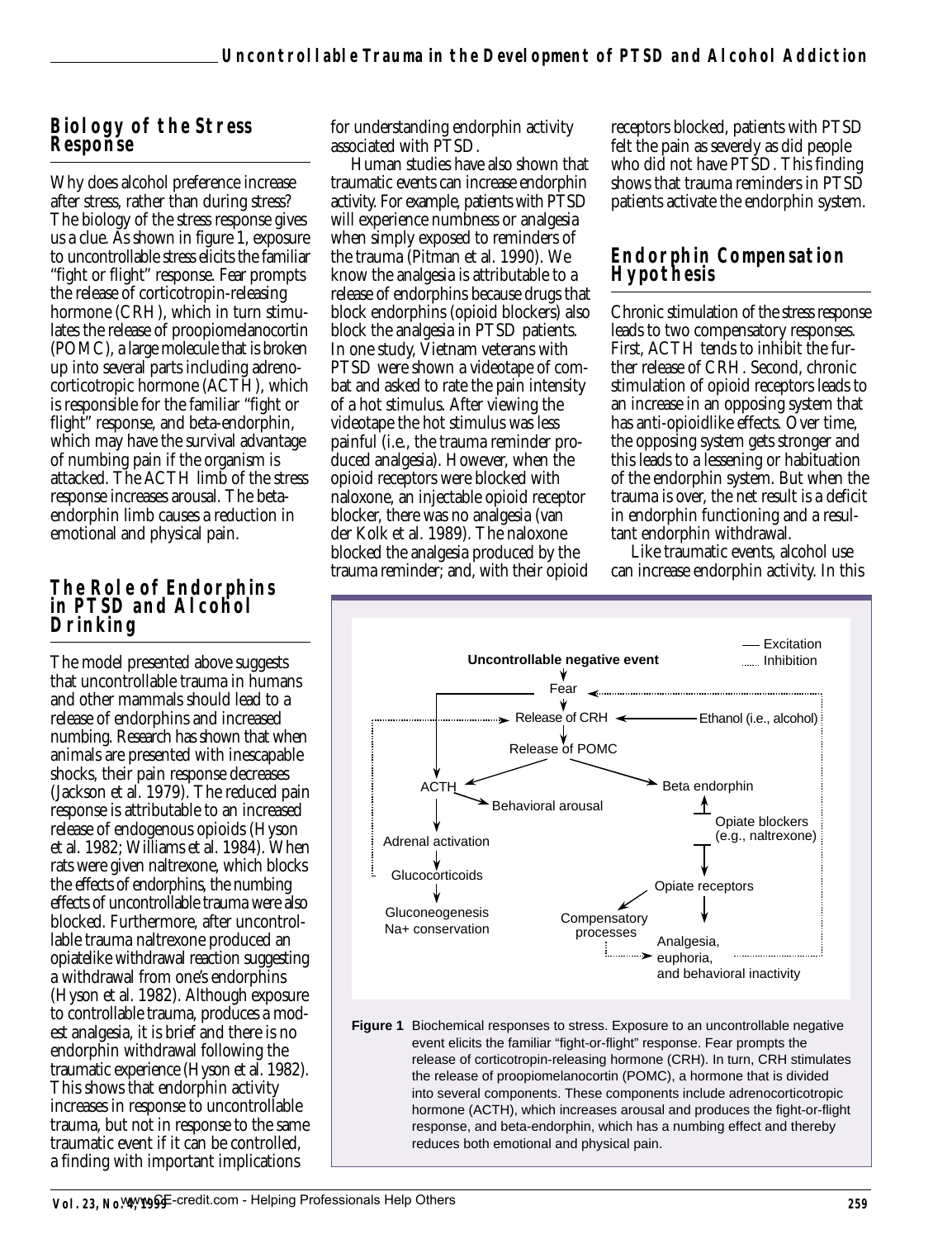## Biology of the Stress Response

Why does alcohol preference increase after stress, rather than during stress? The biology of the stress response gives us a clue. As shown in figure 1, exposure to uncontrollable stress elicits the familiar "fight or flight" response. Fear prompts the release of corticotropin-releasing hormone (CRH), which in turn stimulates the release of proopiomelanocortin (POMC), a large molecule that is broken up into several parts including adrenocorticotropic hormone (ACTH), which is responsible for the familiar "fight or flight" response, and beta-endorphin, which may have the survival advantage of numbing pain if the organism is attacked. The ACTH limb of the stress response increases arousal. The beta-endorphin limb causes a reduction in emotional and physical pain.

## The Role of Endorphins in PTSD and Alcohol Drinking

The model presented above suggests that uncontrollable trauma in humans and other mammals should lead to a release of endorphins and increased numbing. Research has shown that when animals are presented with inescapable shocks, their pain response decreases (Jackson et al. 1979). The reduced pain response is attributable to an increased release of endogenous opioids (Hyson et al. 1982; Williams et al. 1984). When rats were given naltrexone, which blocks the effects of endorphins, the numbing effects of uncontrollable trauma were also blocked. Furthermore, after uncontrollable trauma naltrexone produced an opiatelike withdrawal reaction suggesting a withdrawal from one's endorphins (Hyson et al. 1982). Although exposure to controllable trauma, produces a modest analgesia, it is brief and there is no endorphin withdrawal following the traumatic experience (Hyson et al. 1982). This shows that endorphin activity increases in response to uncontrollable trauma, but not in response to the same traumatic event if it can be controlled, a finding with important implications for understanding endorphin activity associated with PTSD.

Human studies have also shown that traumatic events can increase endorphin activity. For example, patients with PTSD will experience numbness or analgesia when simply exposed to reminders of the trauma (Pitman et al. 1990). We know the analgesia is attributable to a release of endorphins because drugs that block endorphins (opioid blockers) also block the analgesia in PTSD patients. In one study, Vietnam veterans with PTSD were shown a videotape of combat and asked to rate the pain intensity of a hot stimulus. After viewing the videotape the hot stimulus was less painful (i.e., the trauma reminder produced analgesia). However, when the opioid receptors were blocked with naloxone, an injectable opioid receptor blocker, there was no analgesia (van der Kolk et al. 1989). The naloxone blocked the analgesia produced by the trauma reminder; and, with their opioid receptors blocked, patients with PTSD felt the pain as severely as did people who did not have PTSD. This finding shows that trauma reminders in PTSD patients activate the endorphin system.

## Endorphin Compensation Hypothesis

Chronic stimulation of the stress response leads to two compensatory responses. First, ACTH tends to inhibit the further release of CRH. Second, chronic stimulation of opioid receptors leads to an increase in an opposing system that has anti-opioidlike effects. Over time, the opposing system gets stronger and this leads to a lessening or habituation of the endorphin system. But when the trauma is over, the net result is a deficit in endorphin functioning and a resultant endorphin withdrawal.

Like traumatic events, alcohol use can increase endorphin activity. In this

**Figure 1** Biochemical responses to stress. Exposure to an uncontrollable negative event elicits the familiar "fight-or-flight" response. Fear prompts the release of corticotropin-releasing hormone (CRH). In turn, CRH stimulates the release of proopiomelanocortin (POMC), a hormone that is divided into several components. These components include adrenocorticotropic hormone (ACTH), which increases arousal and produces the fight-or-flight response, and beta-endorphin, which has a numbing effect and thereby reduces both emotional and physical pain.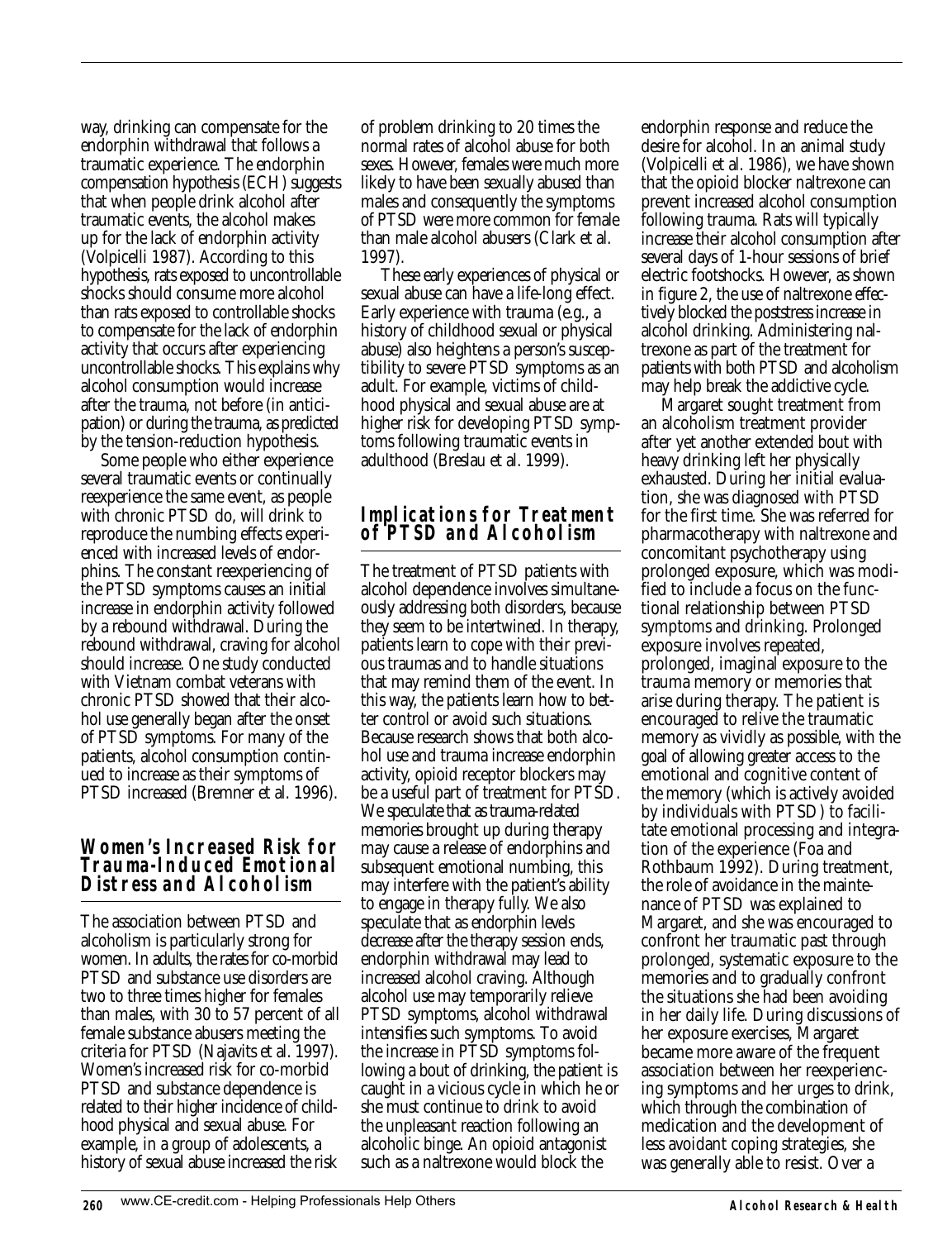way, drinking can compensate for the endorphin withdrawal that follows a traumatic experience. The endorphin compensation hypothesis (ECH) suggests that when people drink alcohol after traumatic events, the alcohol makes up for the lack of endorphin activity (Volpicelli 1987). According to this hypothesis, rats exposed to uncontrollable shocks should consume more alcohol than rats exposed to controllable shocks to compensate for the lack of endorphin activity that occurs after experiencing uncontrollable shocks. This explains why alcohol consumption would increase after the trauma, not before (in anticipation) or during the trauma, as predicted by the tension-reduction hypothesis.

Some people who either experience several traumatic events or continually reexperience the same event, as people with chronic PTSD do, will drink to reproduce the numbing effects experienced with increased levels of endorphins. The constant reexperiencing of the PTSD symptoms causes an initial increase in endorphin activity followed by a rebound withdrawal. During the rebound withdrawal, craving for alcohol should increase. One study conducted with Vietnam combat veterans with chronic PTSD showed that their alcohol use generally began after the onset of PTSD symptoms. For many of the patients, alcohol consumption continued to increase as their symptoms of PTSD increased (Bremner et al. 1996).

## Women's Increased Risk for Trauma-Induced Emotional Distress and Alcoholism

The association between PTSD and alcoholism is particularly strong for women. In adults, the rates for co-morbid PTSD and substance use disorders are two to three times higher for females than males, with 30 to 57 percent of all female substance abusers meeting the criteria for PTSD (Najavits et al. 1997). Women's increased risk for co-morbid PTSD and substance dependence is related to their higher incidence of childhood physical and sexual abuse. For example, in a group of adolescents, a history of sexual abuse increased the risk of problem drinking to 20 times the normal rates of alcohol abuse for both sexes. However, females were much more likely to have been sexually abused than males and consequently the symptoms of PTSD were more common for female than male alcohol abusers (Clark et al. 1997).

These early experiences of physical or sexual abuse can have a life-long effect. Early experience with trauma (e.g., a history of childhood sexual or physical abuse) also heightens a person's susceptibility to severe PTSD symptoms as an adult. For example, victims of childhood physical and sexual abuse are at higher risk for developing PTSD symptoms following traumatic events in adulthood (Breslau et al. 1999).

## Implications for Treatment of PTSD and Alcoholism

The treatment of PTSD patients with alcohol dependence involves simultaneously addressing both disorders, because they seem to be intertwined. In therapy, patients learn to cope with their previous traumas and to handle situations that may remind them of the event. In this way, the patients learn how to better control or avoid such situations. Because research shows that both alcohol use and trauma increase endorphin activity, opioid receptor blockers may be a useful part of treatment for PTSD. We speculate that as trauma-related memories brought up during therapy may cause a release of endorphins and subsequent emotional numbing, this may interfere with the patient's ability to engage in therapy fully. We also speculate that as endorphin levels decrease after the therapy session ends, endorphin withdrawal may lead to increased alcohol craving. Although alcohol use may temporarily relieve PTSD symptoms, alcohol withdrawal intensifies such symptoms. To avoid the increase in PTSD symptoms following a bout of drinking, the patient is caught in a vicious cycle in which he or she must continue to drink to avoid the unpleasant reaction following an alcoholic binge. An opioid antagonist such as a naltrexone would block the endorphin response and reduce the desire for alcohol. In an animal study (Volpicelli et al. 1986), we have shown that the opioid blocker naltrexone can prevent increased alcohol consumption following trauma. Rats will typically increase their alcohol consumption after several days of 1-hour sessions of brief electric footshocks. However, as shown in figure 2, the use of naltrexone effectively blocked the poststress increase in alcohol drinking. Administering naltrexone as part of the treatment for patients with both PTSD and alcoholism may help break the addictive cycle.

Margaret sought treatment from an alcoholism treatment provider after yet another extended bout with heavy drinking left her physically exhausted. During her initial evaluation, she was diagnosed with PTSD for the first time. She was referred for pharmacotherapy with naltrexone and concomitant psychotherapy using prolonged exposure, which was modified to include a focus on the functional relationship between PTSD symptoms and drinking. Prolonged exposure involves repeated, prolonged, imaginal exposure to the trauma memory or memories that arise during therapy. The patient is encouraged to relive the traumatic memory as vividly as possible, with the goal of allowing greater access to the emotional and cognitive content of the memory (which is actively avoided by individuals with PTSD) to facilitate emotional processing and integration of the experience (Foa and Rothbaum 1992). During treatment, the role of avoidance in the maintenance of PTSD was explained to Margaret, and she was encouraged to confront her traumatic past through prolonged, systematic exposure to the memories and to gradually confront the situations she had been avoiding in her daily life. During discussions of her exposure exercises, Margaret became more aware of the frequent association between her reexperiencing symptoms and her urges to drink, which through the combination of medication and the development of less avoidant coping strategies, she was generally able to resist. Over a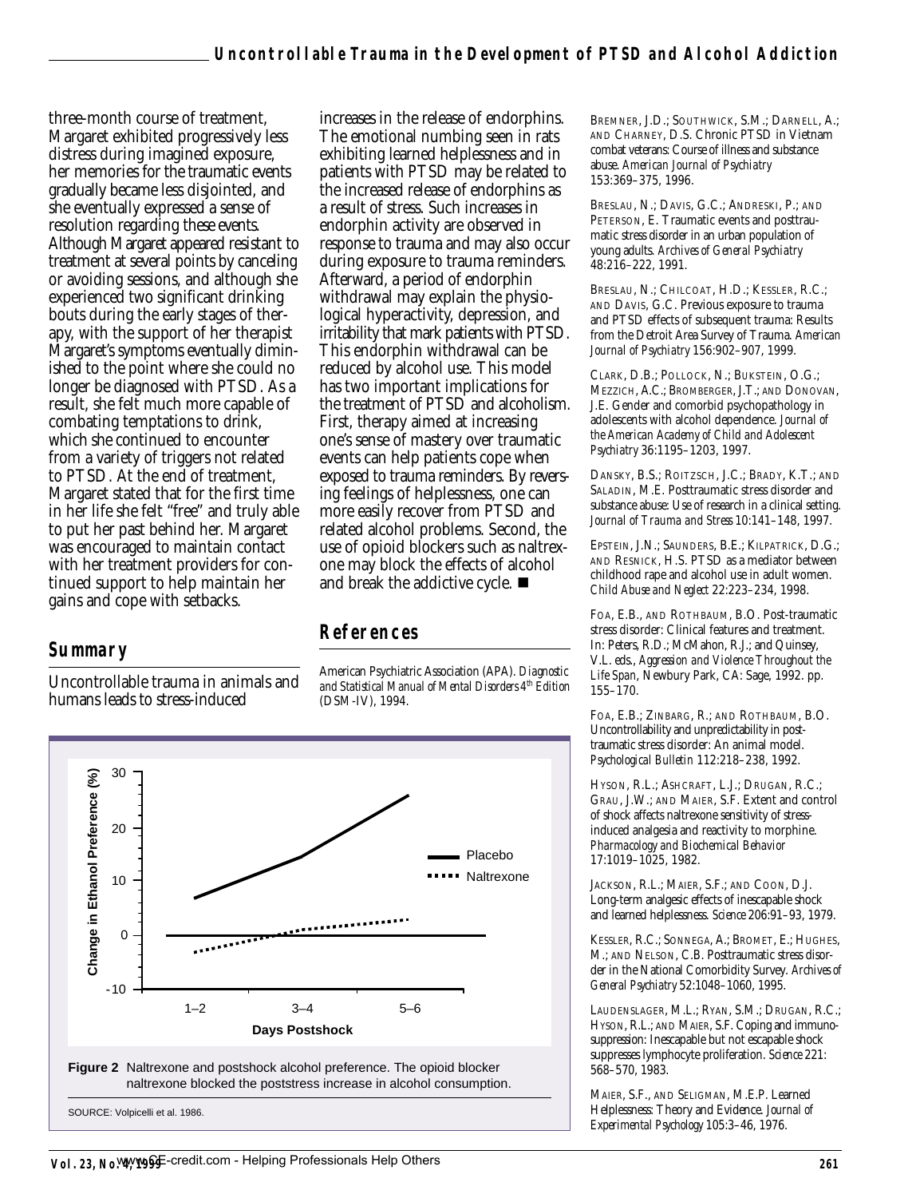three-month course of treatment, Margaret exhibited progressively less distress during imagined exposure, her memories for the traumatic events gradually became less disjointed, and she eventually expressed a sense of resolution regarding these events. Although Margaret appeared resistant to treatment at several points by canceling or avoiding sessions, and although she experienced two significant drinking bouts during the early stages of therapy, with the support of her therapist Margaret's symptoms eventually diminished to the point where she could no longer be diagnosed with PTSD. As a result, she felt much more capable of combating temptations to drink, which she continued to encounter from a variety of triggers not related to PTSD. At the end of treatment, Margaret stated that for the first time in her life she felt "free" and truly able to put her past behind her. Margaret was encouraged to maintain contact with her treatment providers for continued support to help maintain her gains and cope with setbacks.

## Summary

Uncontrollable trauma in animals and humans leads to stress-induced increases in the release of endorphins. The emotional numbing seen in rats exhibiting learned helplessness and in patients with PTSD may be related to the increased release of endorphins as a result of stress. Such increases in endorphin activity are observed in response to trauma and may also occur during exposure to trauma reminders. Afterward, a period of endorphin withdrawal may explain the physiological hyperactivity, depression, and irritability that mark patients with PTSD. This endorphin withdrawal can be reduced by alcohol use. This model has two important implications for the treatment of PTSD and alcoholism. First, therapy aimed at increasing one's sense of mastery over traumatic events can help patients cope when exposed to trauma reminders. By reversing feelings of helplessness, one can more easily recover from PTSD and related alcohol problems. Second, the use of opioid blockers such as naltrexone may block the effects of alcohol and break the addictive cycle. ■

**Figure 2** Naltrexone and postshock alcohol preference. The opioid blocker naltrexone blocked the poststress increase in alcohol consumption.

SOURCE: Volpicelli et al. 1986.

## References

American Psychiatric Association (APA). *Diagnostic and Statistical Manual of Mental Disorders 4th Edition (DSM-IV)*, 1994.

Bremner, J.D.; Southwick, S.M.; Darnell, A.; and Charney, D.S. Chronic PTSD in Vietnam combat veterans: Course of illness and substance abuse. *American Journal of Psychiatry* 153:369–375, 1996.

Breslau, N.; Davis, G.C.; Andreski, P.; and Peterson, E. Traumatic events and posttraumatic stress disorder in an urban population of young adults. *Archives of General Psychiatry* 48:216–222, 1991.

Breslau, N.; Chilcoat, H.D.; Kessler, R.C.; and Davis, G.C. Previous exposure to trauma and PTSD effects of subsequent trauma: Results from the Detroit Area Survey of Trauma. *American Journal of Psychiatry* 156:902–907, 1999.

Clark, D.B.; Pollock, N.; Bukstein, O.G.; Mezzich, A.C.; Bromberger, J.T.; and Donovan, J.E. Gender and comorbid psychopathology in adolescents with alcohol dependence. *Journal of the American Academy of Child and Adolescent Psychiatry* 36:1195–1203, 1997.

Dansky, B.S.; Roitzsch, J.C.; Brady, K.T.; and Saladin, M.E. Posttraumatic stress disorder and substance abuse: Use of research in a clinical setting. *Journal of Trauma and Stress* 10:141–148, 1997.

Epstein, J.N.; Saunders, B.E.; Kilpatrick, D.G.; and Resnick, H.S. PTSD as a mediator between childhood rape and alcohol use in adult women. *Child Abuse and Neglect* 22:223–234, 1998.

Foa, E.B., and Rothbaum, B.O. Post-traumatic stress disorder: Clinical features and treatment. In: Peters, R.D.; McMahon, R.J.; and Quinsey, V.L. eds., *Aggression and Violence Throughout the Life Span*, Newbury Park, CA: Sage, 1992. pp. 155–170.

Foa, E.B.; Zinbarg, R.; and Rothbaum, B.O. Uncontrollability and unpredictability in posttraumatic stress disorder: An animal model. *Psychological Bulletin* 112:218–238, 1992.

Hyson, R.L.; Ashcraft, L.J.; Drugan, R.C.; Grau, J.W.; and Maier, S.F. Extent and control of shock affects naltrexone sensitivity of stress-induced analgesia and reactivity to morphine. *Pharmacology and Biochemical Behavior* 17:1019–1025, 1982.

Jackson, R.L.; Maier, S.F.; and Coon, D.J. Long-term analgesic effects of inescapable shock and learned helplessness. *Science* 206:91–93, 1979.

Kessler, R.C.; Sonnega, A.; Bromet, E.; Hughes, M.; and Nelson, C.B. Posttraumatic stress disorder in the National Comorbidity Survey. *Archives of General Psychiatry* 52:1048–1060, 1995.

Laudenslager, M.L.; Ryan, S.M.; Drugan, R.C.; Hyson, R.L.; and Maier, S.F. Coping and immunosuppression: Inescapable but not escapable shock suppresses lymphocyte proliferation. *Science* 221: 568–570, 1983.

Maier, S.F., and Seligman, M.E.P. Learned Helplessness: Theory and Evidence. *Journal of Experimental Psychology* 105:3–46, 1976.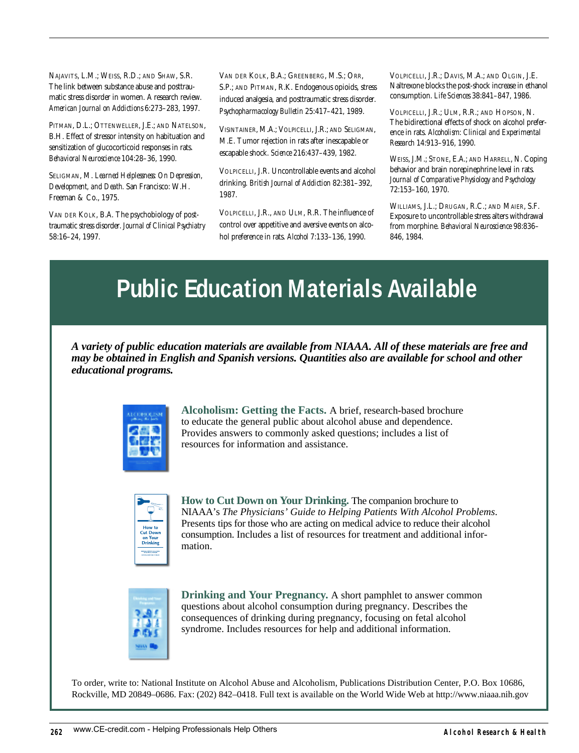NAJAVITS, L.M.; WEISS, R.D.; AND SHAW, S.R. The link between substance abuse and posttraumatic stress disorder in women. A research review. *American Journal on Addictions* 6:273–283, 1997.

PITMAN, D.L.; OTTENWELLER, J.E.; AND NATELSON, B.H. Effect of stressor intensity on habituation and sensitization of glucocorticoid responses in rats. *Behavioral Neuroscience* 104:28–36, 1990.

SELIGMAN, M. *Learned Helplessness: On Depression, Development, and Death.* San Francisco: W.H. Freeman & Co., 1975.

VAN DER KOLK, B.A. The psychobiology of posttraumatic stress disorder. *Journal of Clinical Psychiatry* 58:16–24, 1997.

VAN DER KOLK, B.A.; GREENBERG, M.S.; ORR, S.P.; AND PITMAN, R.K. Endogenous opioids, stress induced analgesia, and posttraumatic stress disorder. *Psychopharmacology Bulletin* 25:417–421, 1989.

VISINTAINER, M.A.; VOLPICELLI, J.R.; AND SELIGMAN, M.E. Tumor rejection in rats after inescapable or escapable shock. *Science* 216:437–439, 1982.

VOLPICELLI, J.R. Uncontrollable events and alcohol drinking. *British Journal of Addiction* 82:381–392, 1987.

VOLPICELLI, J.R., AND ULM, R.R. The influence of control over appetitive and aversive events on alcohol preference in rats. *Alcohol* 7:133–136, 1990.

VOLPICELLI, J.R.; DAVIS, M.A.; AND OLGIN, J.E. Naltrexone blocks the post-shock increase in ethanol consumption. *Life Sciences* 38:841–847, 1986.

VOLPICELLI, J.R.; ULM, R.R.; AND HOPSON, N. The bidirectional effects of shock on alcohol preference in rats. *Alcoholism: Clinical and Experimental Research* 14:913–916, 1990.

WEISS, J.M.; STONE, E.A.; AND HARRELL, N. Coping behavior and brain norepinephrine level in rats. *Journal of Comparative Physiology and Psychology* 72:153–160, 1970.

WILLIAMS, J.L.; DRUGAN, R.C.; AND MAIER, S.F. Exposure to uncontrollable stress alters withdrawal from morphine. *Behavioral Neuroscience* 98:836–846, 1984.

# Public Education Materials Available

***A variety of public education materials are available from NIAAA. All of these materials are free and may be obtained in English and Spanish versions. Quantities also are available for school and other educational programs.***

**Alcoholism: Getting the Facts.** A brief, research-based brochure to educate the general public about alcohol abuse and dependence. Provides answers to commonly asked questions; includes a list of resources for information and assistance.

**How to Cut Down on Your Drinking.** The companion brochure to NIAAA's *The Physicians' Guide to Helping Patients With Alcohol Problems*. Presents tips for those who are acting on medical advice to reduce their alcohol consumption. Includes a list of resources for treatment and additional information.

**Drinking and Your Pregnancy.** A short pamphlet to answer common questions about alcohol consumption during pregnancy. Describes the consequences of drinking during pregnancy, focusing on fetal alcohol syndrome. Includes resources for help and additional information.

To order, write to: National Institute on Alcohol Abuse and Alcoholism, Publications Distribution Center, P.O. Box 10686, Rockville, MD 20849–0686. Fax: (202) 842–0418. Full text is available on the World Wide Web at http://www.niaaa.nih.gov